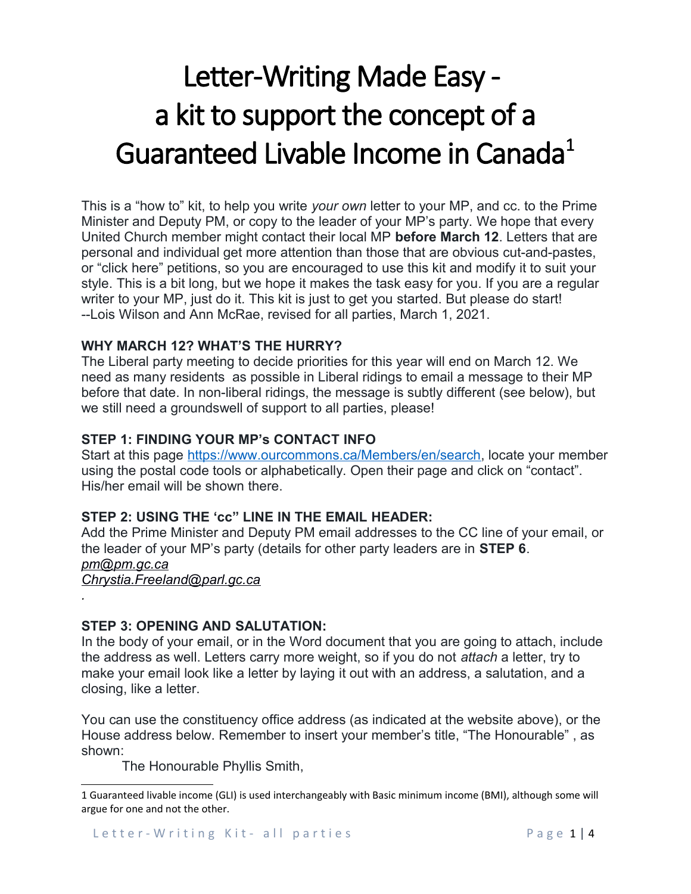# Letter-Writing Made Easy - a kit to support the concept of a Guaranteed Livable Income in Canada[1]

This is a "how to" kit, to help you write *your own* letter to your MP, and cc. to the Prime Minister and Deputy PM, or copy to the leader of your MP's party. We hope that every United Church member might contact their local MP **before March 12**. Letters that are personal and individual get more attention than those that are obvious cut-and-pastes, or "click here" petitions, so you are encouraged to use this kit and modify it to suit your style. This is a bit long, but we hope it makes the task easy for you. If you are a regular writer to your MP, just do it. This kit is just to get you started. But please do start!
--Lois Wilson and Ann McRae, revised for all parties, March 1, 2021.

**WHY MARCH 12? WHAT'S THE HURRY?**

The Liberal party meeting to decide priorities for this year will end on March 12. We need as many residents as possible in Liberal ridings to email a message to their MP before that date. In non-liberal ridings, the message is subtly different (see below), but we still need a groundswell of support to all parties, please!

**STEP 1: FINDING YOUR MP's CONTACT INFO**

Start at this page https://www.ourcommons.ca/Members/en/search, locate your member using the postal code tools or alphabetically. Open their page and click on "contact". His/her email will be shown there.

**STEP 2: USING THE 'cc" LINE IN THE EMAIL HEADER:**

Add the Prime Minister and Deputy PM email addresses to the CC line of your email, or the leader of your MP's party (details for other party leaders are in **STEP 6**.

*pm@pm.gc.ca*
*Chrystia.Freeland@parl.gc.ca*
.

**STEP 3: OPENING AND SALUTATION:**

In the body of your email, or in the Word document that you are going to attach, include the address as well. Letters carry more weight, so if you do not *attach* a letter, try to make your email look like a letter by laying it out with an address, a salutation, and a closing, like a letter.

You can use the constituency office address (as indicated at the website above), or the House address below. Remember to insert your member's title, "The Honourable" , as shown:

The Honourable Phyllis Smith,

---

1 Guaranteed livable income (GLI) is used interchangeably with Basic minimum income (BMI), although some will argue for one and not the other.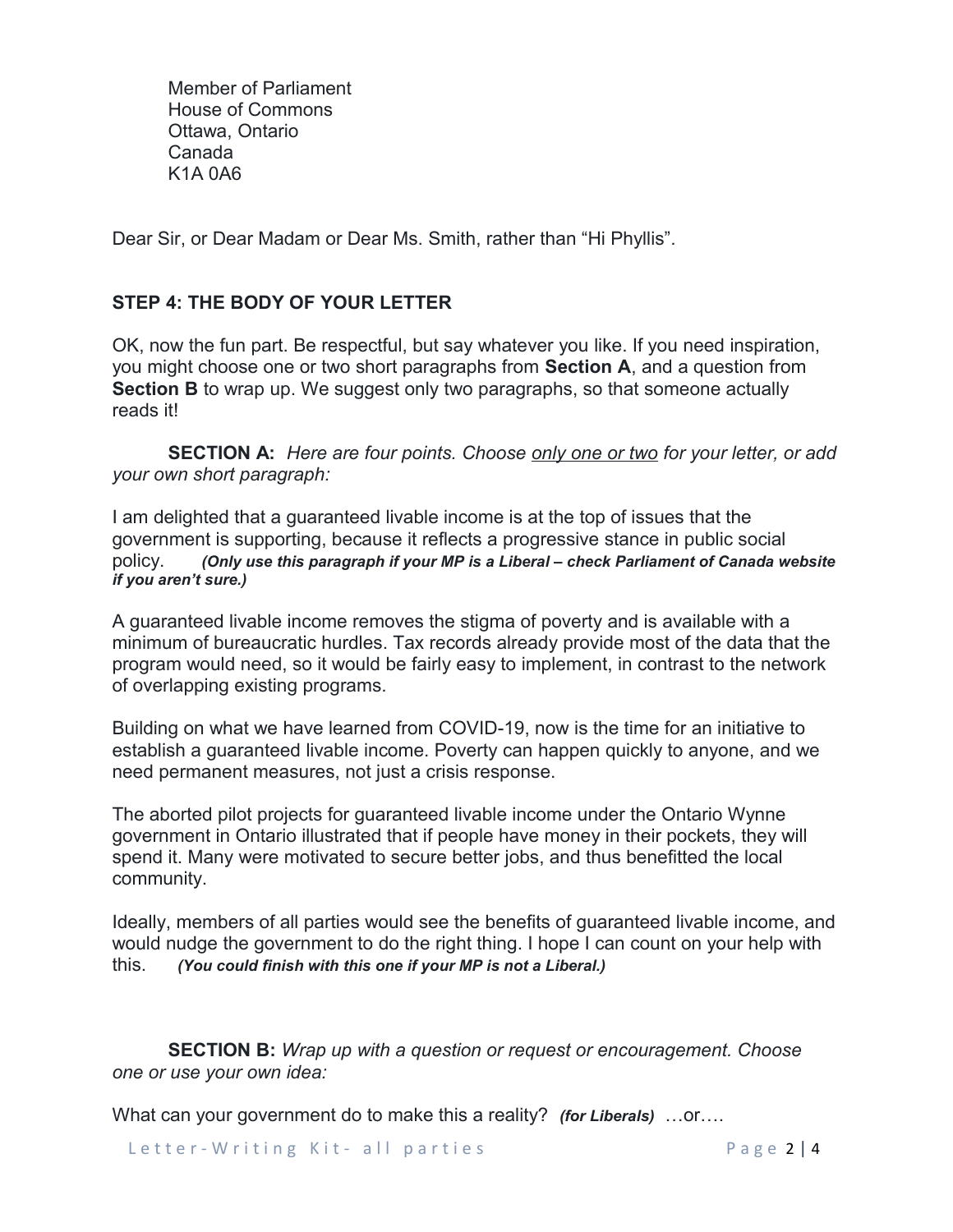Member of Parliament
House of Commons
Ottawa, Ontario
Canada
K1A 0A6

Dear Sir, or Dear Madam or Dear Ms. Smith, rather than "Hi Phyllis".

### STEP 4: THE BODY OF YOUR LETTER

OK, now the fun part. Be respectful, but say whatever you like. If you need inspiration, you might choose one or two short paragraphs from **Section A**, and a question from **Section B** to wrap up. We suggest only two paragraphs, so that someone actually reads it!

**SECTION A:** *Here are four points. Choose <u>only one or two</u> for your letter, or add your own short paragraph:*

I am delighted that a guaranteed livable income is at the top of issues that the government is supporting, because it reflects a progressive stance in public social policy. ***(Only use this paragraph if your MP is a Liberal – check Parliament of Canada website if you aren't sure.)***

A guaranteed livable income removes the stigma of poverty and is available with a minimum of bureaucratic hurdles. Tax records already provide most of the data that the program would need, so it would be fairly easy to implement, in contrast to the network of overlapping existing programs.

Building on what we have learned from COVID-19, now is the time for an initiative to establish a guaranteed livable income. Poverty can happen quickly to anyone, and we need permanent measures, not just a crisis response.

The aborted pilot projects for guaranteed livable income under the Ontario Wynne government in Ontario illustrated that if people have money in their pockets, they will spend it. Many were motivated to secure better jobs, and thus benefitted the local community.

Ideally, members of all parties would see the benefits of guaranteed livable income, and would nudge the government to do the right thing. I hope I can count on your help with this. ***(You could finish with this one if your MP is not a Liberal.)***

**SECTION B:** *Wrap up with a question or request or encouragement. Choose one or use your own idea:*

What can your government do to make this a reality? ***(for Liberals)*** …or….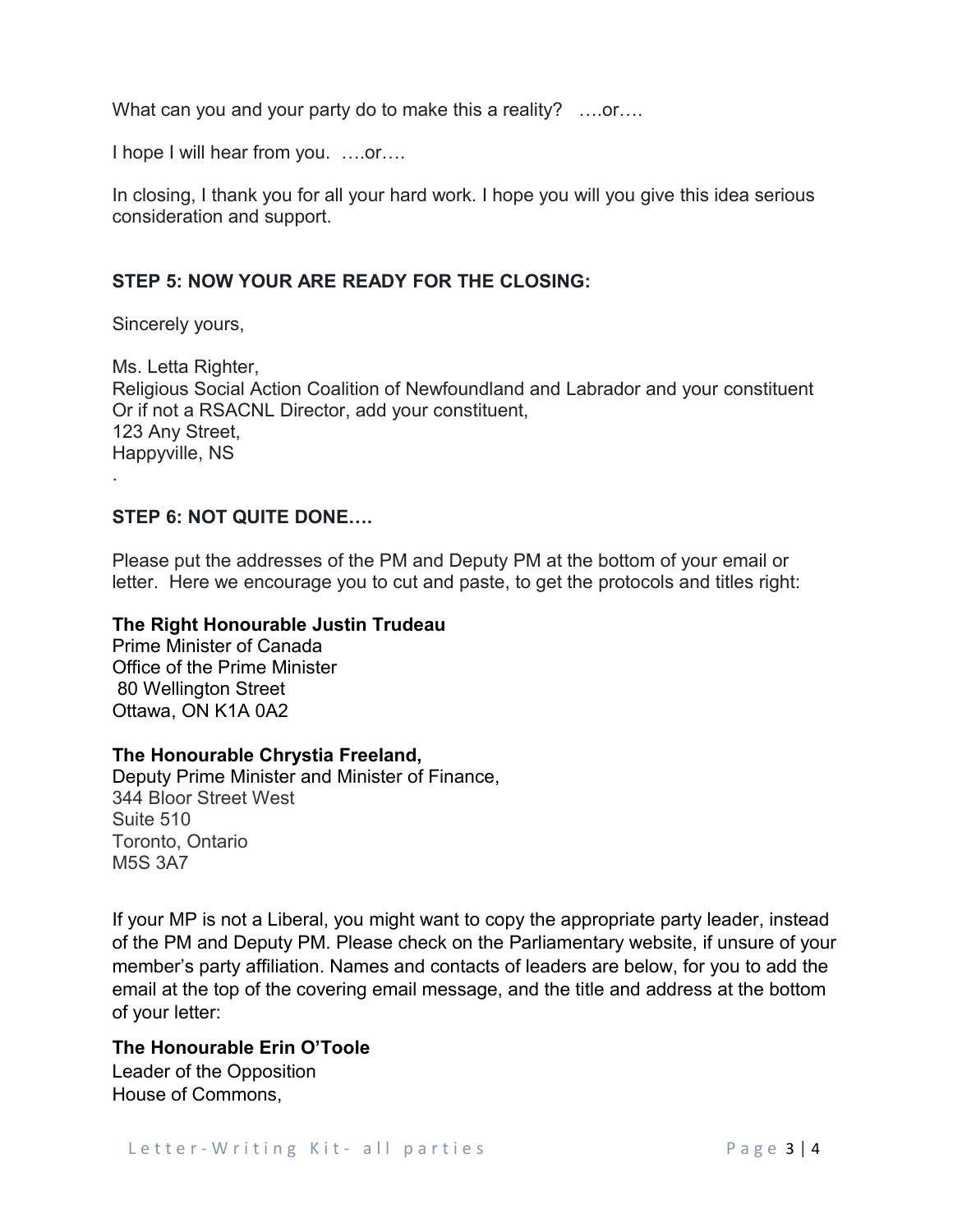What can you and your party do to make this a reality? ….or….

I hope I will hear from you. ….or….

In closing, I thank you for all your hard work. I hope you will you give this idea serious consideration and support.

**STEP 5: NOW YOUR ARE READY FOR THE CLOSING:**

Sincerely yours,

Ms. Letta Righter,
Religious Social Action Coalition of Newfoundland and Labrador and your constituent
Or if not a RSACNL Director, add your constituent,
123 Any Street,
Happyville, NS
.

**STEP 6: NOT QUITE DONE….**

Please put the addresses of the PM and Deputy PM at the bottom of your email or letter. Here we encourage you to cut and paste, to get the protocols and titles right:

**The Right Honourable Justin Trudeau**
Prime Minister of Canada
Office of the Prime Minister
80 Wellington Street
Ottawa, ON K1A 0A2

**The Honourable Chrystia Freeland,**
Deputy Prime Minister and Minister of Finance,
344 Bloor Street West
Suite 510
Toronto, Ontario
M5S 3A7

If your MP is not a Liberal, you might want to copy the appropriate party leader, instead of the PM and Deputy PM. Please check on the Parliamentary website, if unsure of your member's party affiliation. Names and contacts of leaders are below, for you to add the email at the top of the covering email message, and the title and address at the bottom of your letter:

**The Honourable Erin O'Toole**
Leader of the Opposition
House of Commons,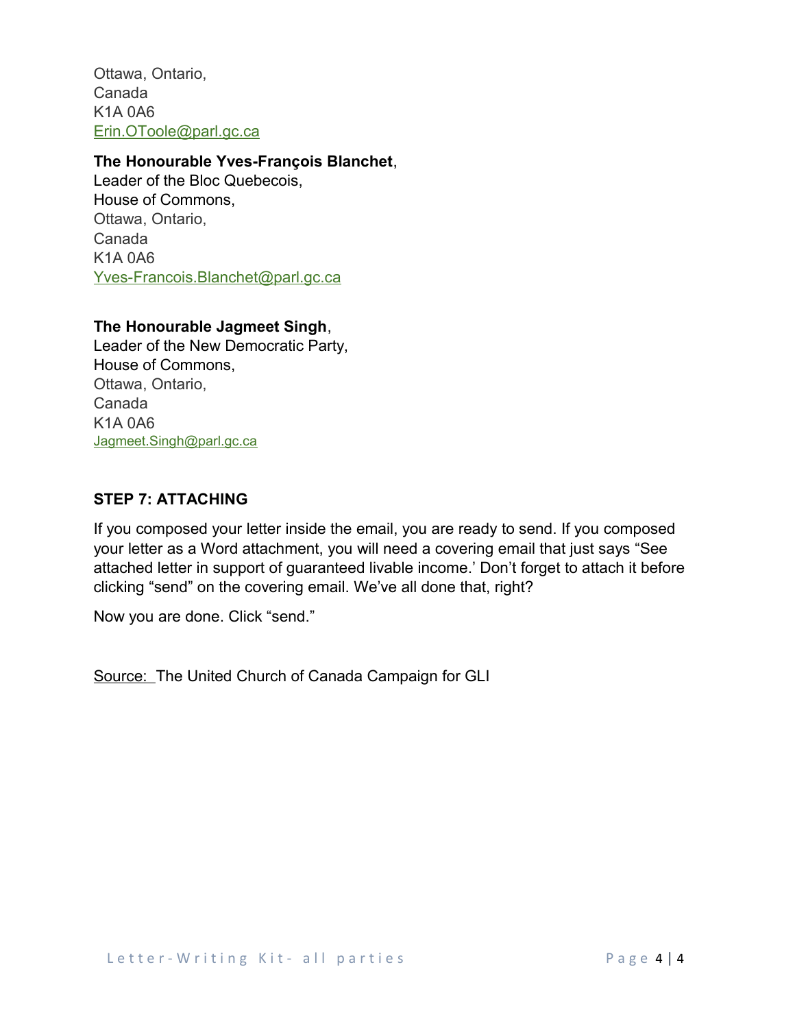Ottawa, Ontario,
Canada
K1A 0A6
Erin.OToole@parl.gc.ca

**The Honourable Yves-François Blanchet**,
Leader of the Bloc Quebecois,
House of Commons,
Ottawa, Ontario,
Canada
K1A 0A6
Yves-Francois.Blanchet@parl.gc.ca

**The Honourable Jagmeet Singh**,
Leader of the New Democratic Party,
House of Commons,
Ottawa, Ontario,
Canada
K1A 0A6
Jagmeet.Singh@parl.gc.ca

**STEP 7: ATTACHING**

If you composed your letter inside the email, you are ready to send. If you composed your letter as a Word attachment, you will need a covering email that just says "See attached letter in support of guaranteed livable income.' Don't forget to attach it before clicking "send" on the covering email. We've all done that, right?

Now you are done. Click "send."

Source: The United Church of Canada Campaign for GLI